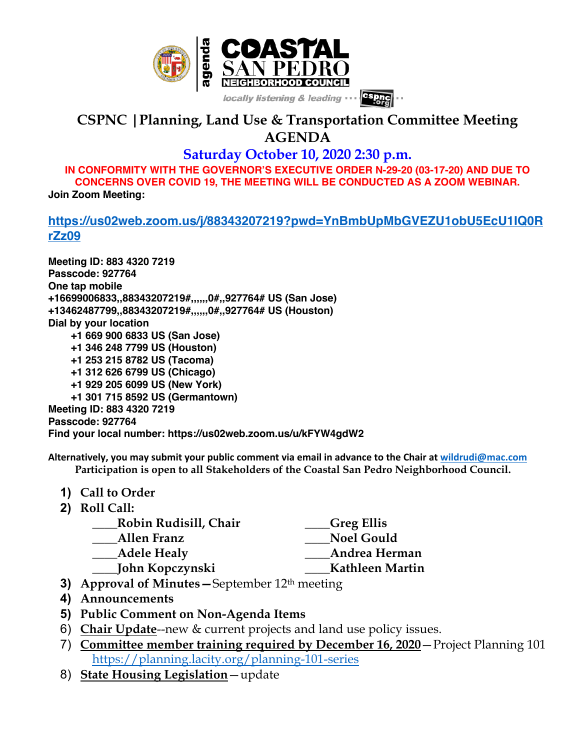agenda

# COASTAL SAN PEDRO NEIGHBORHOOD COUNCIL

locally listening & leading ··· cspnc.org ··

## CSPNC | Planning, Land Use & Transportation Committee Meeting AGENDA

### Saturday October 10, 2020 2:30 p.m.

**IN CONFORMITY WITH THE GOVERNOR'S EXECUTIVE ORDER N-29-20 (03-17-20) AND DUE TO CONCERNS OVER COVID 19, THE MEETING WILL BE CONDUCTED AS A ZOOM WEBINAR.**

**Join Zoom Meeting:**

**https://us02web.zoom.us/j/88343207219?pwd=YnBmbUpMbGVEZU1obU5EcU1lQ0RrZz09**

**Meeting ID: 883 4320 7219**
**Passcode: 927764**
**One tap mobile**
**+16699006833,,88343207219#,,,,,,0#,,927764# US (San Jose)**
**+13462487799,,88343207219#,,,,,,0#,,927764# US (Houston)**
**Dial by your location**
- **+1 669 900 6833 US (San Jose)**
- **+1 346 248 7799 US (Houston)**
- **+1 253 215 8782 US (Tacoma)**
- **+1 312 626 6799 US (Chicago)**
- **+1 929 205 6099 US (New York)**
- **+1 301 715 8592 US (Germantown)**

**Meeting ID: 883 4320 7219**
**Passcode: 927764**
**Find your local number: https://us02web.zoom.us/u/kFYW4gdW2**

**Alternatively, you may submit your public comment via email in advance to the Chair at wildrudi@mac.com**
**Participation is open to all Stakeholders of the Coastal San Pedro Neighborhood Council.**

1) **Call to Order**
2) **Roll Call:**
   - ____**Robin Rudisill, Chair**
   - ____**Allen Franz**
   - ____**Adele Healy**
   - ____**John Kopczynski**
   - ____**Greg Ellis**
   - ____**Noel Gould**
   - ____**Andrea Herman**
   - ____**Kathleen Martin**
3) **Approval of Minutes**—September 12th meeting
4) **Announcements**
5) **Public Comment on Non-Agenda Items**
6) **Chair Update**--new & current projects and land use policy issues.
7) **Committee member training required by December 16, 2020**—Project Planning 101 https://planning.lacity.org/planning-101-series
8) **State Housing Legislation**—update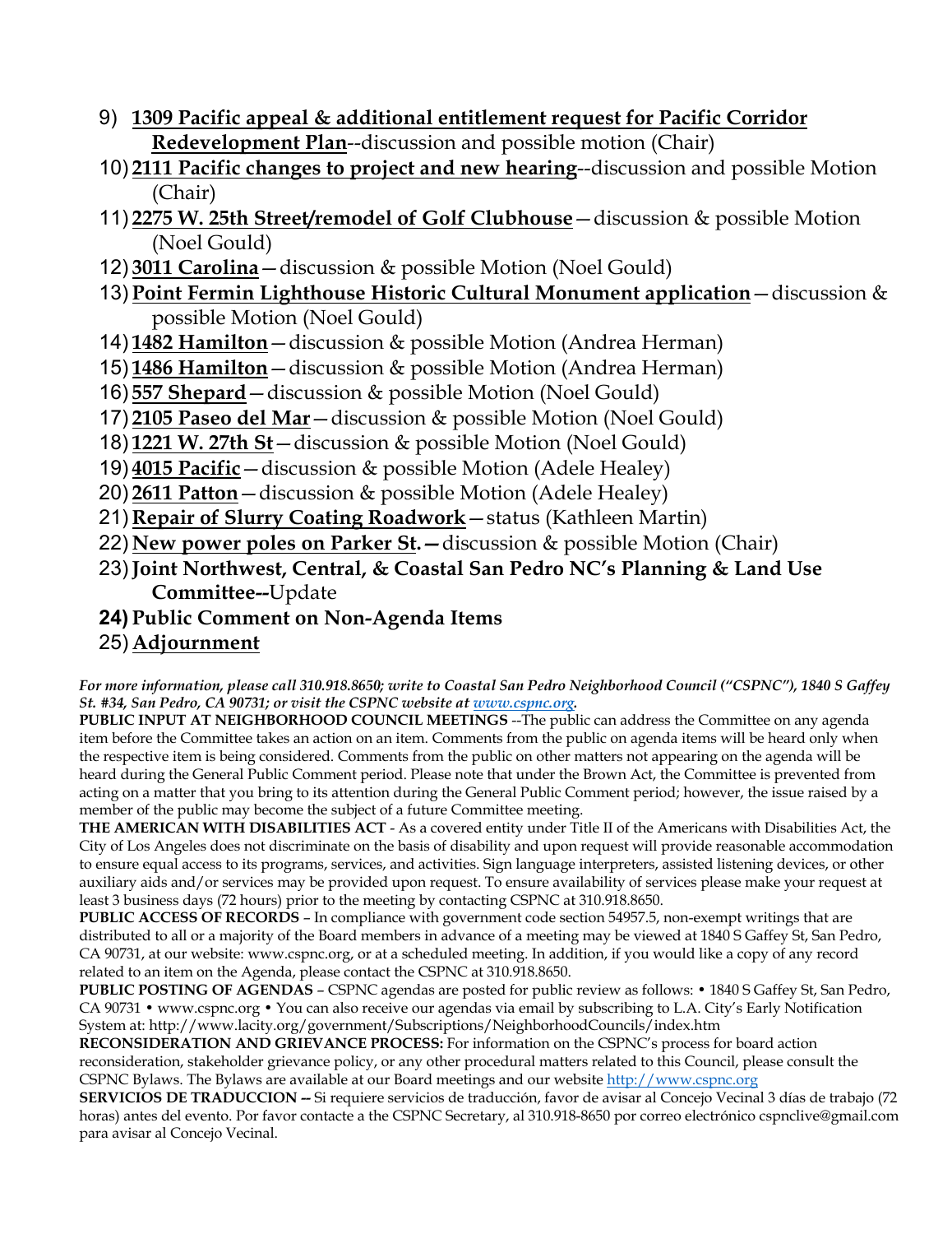9) **1309 Pacific appeal & additional entitlement request for Pacific Corridor Redevelopment Plan**--discussion and possible motion (Chair)
10) **2111 Pacific changes to project and new hearing**--discussion and possible Motion (Chair)
11) **2275 W. 25th Street/remodel of Golf Clubhouse**—discussion & possible Motion (Noel Gould)
12) **3011 Carolina**—discussion & possible Motion (Noel Gould)
13) **Point Fermin Lighthouse Historic Cultural Monument application**—discussion & possible Motion (Noel Gould)
14) **1482 Hamilton**—discussion & possible Motion (Andrea Herman)
15) **1486 Hamilton**—discussion & possible Motion (Andrea Herman)
16) **557 Shepard**—discussion & possible Motion (Noel Gould)
17) **2105 Paseo del Mar**—discussion & possible Motion (Noel Gould)
18) **1221 W. 27th St**—discussion & possible Motion (Noel Gould)
19) **4015 Pacific**—discussion & possible Motion (Adele Healey)
20) **2611 Patton**—discussion & possible Motion (Adele Healey)
21) **Repair of Slurry Coating Roadwork**—status (Kathleen Martin)
22) **New power poles on Parker St.—** discussion & possible Motion (Chair)
23) **Joint Northwest, Central, & Coastal San Pedro NC's Planning & Land Use Committee--**Update
24) **Public Comment on Non-Agenda Items**
25) **Adjournment**

***For more information, please call 310.918.8650; write to Coastal San Pedro Neighborhood Council ("CSPNC"), 1840 S Gaffey St. #34, San Pedro, CA 90731; or visit the CSPNC website at www.cspnc.org.***

**PUBLIC INPUT AT NEIGHBORHOOD COUNCIL MEETINGS** --The public can address the Committee on any agenda item before the Committee takes an action on an item. Comments from the public on agenda items will be heard only when the respective item is being considered. Comments from the public on other matters not appearing on the agenda will be heard during the General Public Comment period. Please note that under the Brown Act, the Committee is prevented from acting on a matter that you bring to its attention during the General Public Comment period; however, the issue raised by a member of the public may become the subject of a future Committee meeting.

**THE AMERICAN WITH DISABILITIES ACT** - As a covered entity under Title II of the Americans with Disabilities Act, the City of Los Angeles does not discriminate on the basis of disability and upon request will provide reasonable accommodation to ensure equal access to its programs, services, and activities. Sign language interpreters, assisted listening devices, or other auxiliary aids and/or services may be provided upon request. To ensure availability of services please make your request at least 3 business days (72 hours) prior to the meeting by contacting CSPNC at 310.918.8650.

**PUBLIC ACCESS OF RECORDS** – In compliance with government code section 54957.5, non-exempt writings that are distributed to all or a majority of the Board members in advance of a meeting may be viewed at 1840 S Gaffey St, San Pedro, CA 90731, at our website: www.cspnc.org, or at a scheduled meeting. In addition, if you would like a copy of any record related to an item on the Agenda, please contact the CSPNC at 310.918.8650.

**PUBLIC POSTING OF AGENDAS** – CSPNC agendas are posted for public review as follows: • 1840 S Gaffey St, San Pedro, CA 90731 • www.cspnc.org • You can also receive our agendas via email by subscribing to L.A. City's Early Notification System at: http://www.lacity.org/government/Subscriptions/NeighborhoodCouncils/index.htm

**RECONSIDERATION AND GRIEVANCE PROCESS:** For information on the CSPNC's process for board action reconsideration, stakeholder grievance policy, or any other procedural matters related to this Council, please consult the CSPNC Bylaws. The Bylaws are available at our Board meetings and our website http://www.cspnc.org

**SERVICIOS DE TRADUCCION --** Si requiere servicios de traducción, favor de avisar al Concejo Vecinal 3 días de trabajo (72 horas) antes del evento. Por favor contacte a the CSPNC Secretary, al 310.918-8650 por correo electrónico cspnclive@gmail.com para avisar al Concejo Vecinal.